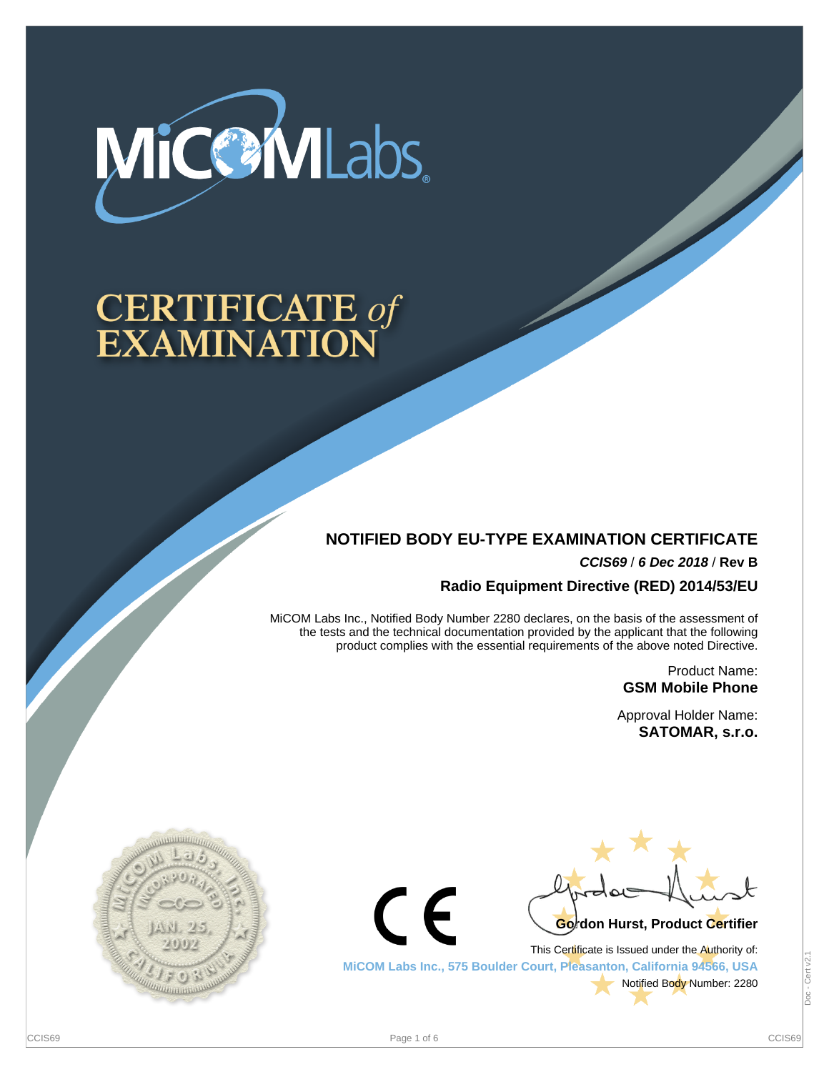MiCOM Labs

# CERTIFICATE of EXAMINATION

## NOTIFIED BODY EU-TYPE EXAMINATION CERTIFICATE

***CCIS69*** / ***6 Dec 2018*** / **Rev B**

**Radio Equipment Directive (RED) 2014/53/EU**

MiCOM Labs Inc., Notified Body Number 2280 declares, on the basis of the assessment of the tests and the technical documentation provided by the applicant that the following product complies with the essential requirements of the above noted Directive.

Product Name:
**GSM Mobile Phone**

Approval Holder Name:
**SATOMAR, s.r.o.**

**Gordon Hurst, Product Certifier**

This Certificate is Issued under the Authority of:
**MiCOM Labs Inc., 575 Boulder Court, Pleasanton, California 94566, USA**
Notified Body Number: 2280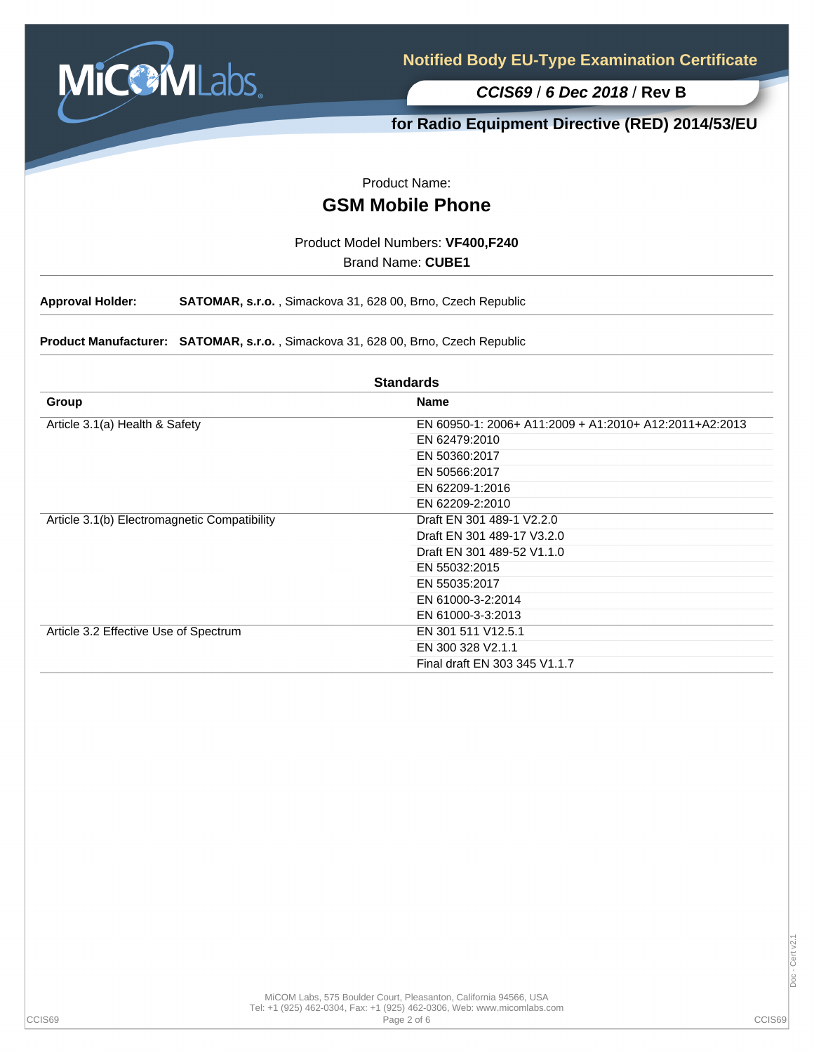# Notified Body EU-Type Examination Certificate

***CCIS69* / *6 Dec 2018* / Rev B**

## for Radio Equipment Directive (RED) 2014/53/EU

Product Name:

## GSM Mobile Phone

Product Model Numbers: **VF400,F240**

Brand Name: **CUBE1**

**Approval Holder:** **SATOMAR, s.r.o.** , Simackova 31, 628 00, Brno, Czech Republic

**Product Manufacturer:** **SATOMAR, s.r.o.** , Simackova 31, 628 00, Brno, Czech Republic

**Standards**

| Group | Name |
|---|---|
| Article 3.1(a) Health & Safety | EN 60950-1: 2006+ A11:2009 + A1:2010+ A12:2011+A2:2013 |
| | EN 62479:2010 |
| | EN 50360:2017 |
| | EN 50566:2017 |
| | EN 62209-1:2016 |
| | EN 62209-2:2010 |
| Article 3.1(b) Electromagnetic Compatibility | Draft EN 301 489-1 V2.2.0 |
| | Draft EN 301 489-17 V3.2.0 |
| | Draft EN 301 489-52 V1.1.0 |
| | EN 55032:2015 |
| | EN 55035:2017 |
| | EN 61000-3-2:2014 |
| | EN 61000-3-3:2013 |
| Article 3.2 Effective Use of Spectrum | EN 301 511 V12.5.1 |
| | EN 300 328 V2.1.1 |
| | Final draft EN 303 345 V1.1.7 |

MiCOM Labs, 575 Boulder Court, Pleasanton, California 94566, USA
Tel: +1 (925) 462-0304, Fax: +1 (925) 462-0306, Web: www.micomlabs.com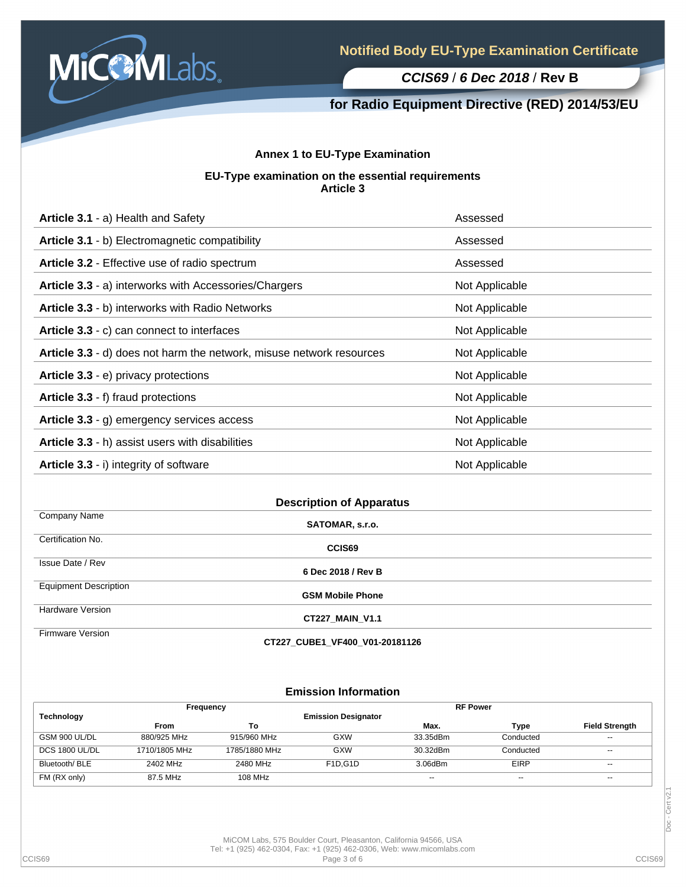# Notified Body EU-Type Examination Certificate

***CCIS69* / *6 Dec 2018* / Rev B**

## for Radio Equipment Directive (RED) 2014/53/EU

### Annex 1 to EU-Type Examination

### EU-Type examination on the essential requirements
### Article 3

| | |
|---|---|
| **Article 3.1** - a) Health and Safety | Assessed |
| **Article 3.1** - b) Electromagnetic compatibility | Assessed |
| **Article 3.2** - Effective use of radio spectrum | Assessed |
| **Article 3.3** - a) interworks with Accessories/Chargers | Not Applicable |
| **Article 3.3** - b) interworks with Radio Networks | Not Applicable |
| **Article 3.3** - c) can connect to interfaces | Not Applicable |
| **Article 3.3** - d) does not harm the network, misuse network resources | Not Applicable |
| **Article 3.3** - e) privacy protections | Not Applicable |
| **Article 3.3** - f) fraud protections | Not Applicable |
| **Article 3.3** - g) emergency services access | Not Applicable |
| **Article 3.3** - h) assist users with disabilities | Not Applicable |
| **Article 3.3** - i) integrity of software | Not Applicable |

### Description of Apparatus

| | |
|---|---|
| Company Name | **SATOMAR, s.r.o.** |
| Certification No. | **CCIS69** |
| Issue Date / Rev | **6 Dec 2018 / Rev B** |
| Equipment Description | **GSM Mobile Phone** |
| Hardware Version | **CT227_MAIN_V1.1** |
| Firmware Version | **CT227_CUBE1_VF400_V01-20181126** |

### Emission Information

| Technology | Frequency | | Emission Designator | RF Power | | |
|---|---|---|---|---|---|---|
| | From | To | | Max. | Type | Field Strength |
| GSM 900 UL/DL | 880/925 MHz | 915/960 MHz | GXW | 33.35dBm | Conducted | -- |
| DCS 1800 UL/DL | 1710/1805 MHz | 1785/1880 MHz | GXW | 30.32dBm | Conducted | -- |
| Bluetooth/ BLE | 2402 MHz | 2480 MHz | F1D,G1D | 3.06dBm | EIRP | -- |
| FM (RX only) | 87.5 MHz | 108 MHz | | -- | -- | -- |

MiCOM Labs, 575 Boulder Court, Pleasanton, California 94566, USA
Tel: +1 (925) 462-0304, Fax: +1 (925) 462-0306, Web: www.micomlabs.com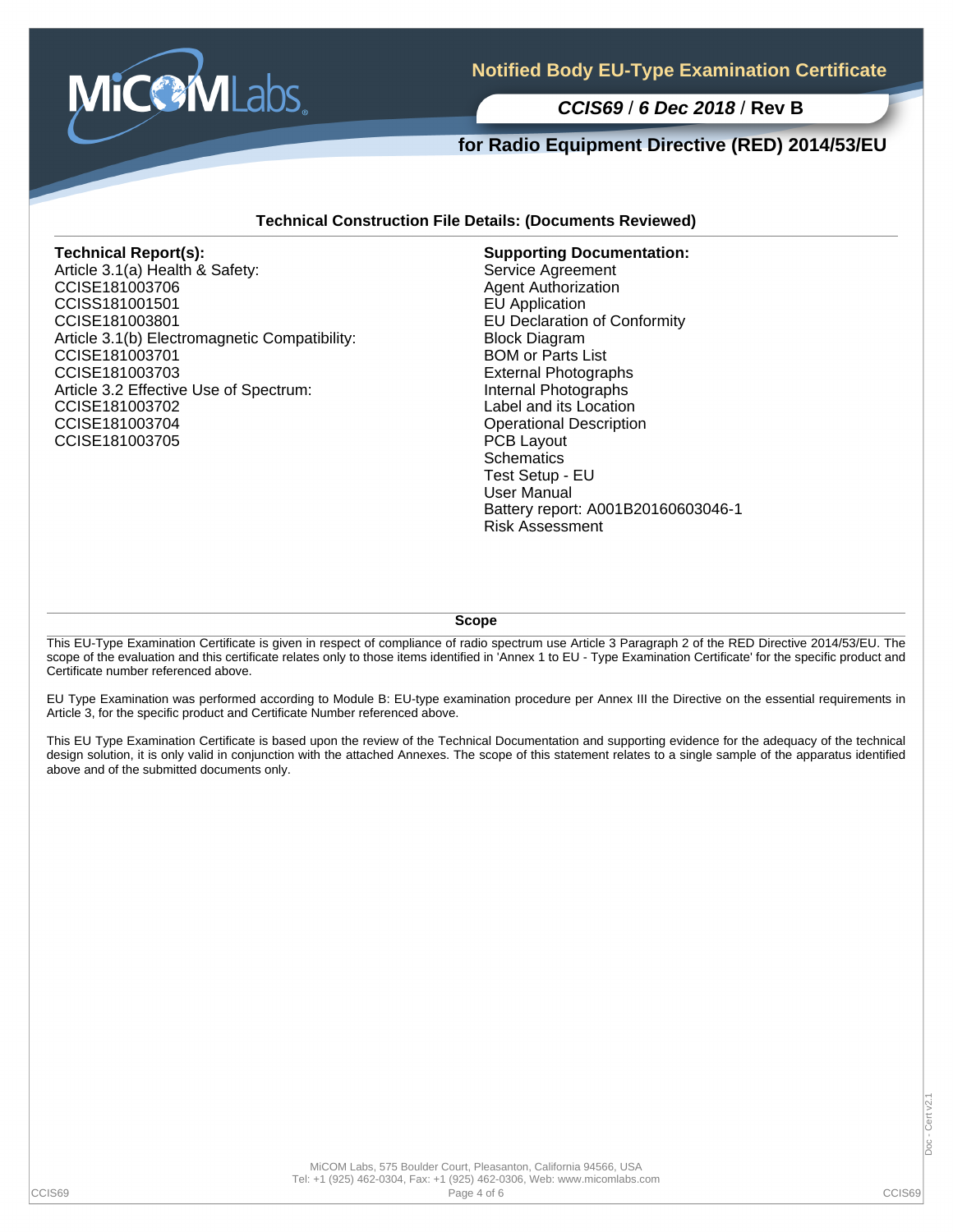# Notified Body EU-Type Examination Certificate

***CCIS69* / *6 Dec 2018* / Rev B**

## for Radio Equipment Directive (RED) 2014/53/EU

### Technical Construction File Details: (Documents Reviewed)

**Technical Report(s):**
Article 3.1(a) Health & Safety:
CCISE181003706
CCISS181001501
CCISE181003801
Article 3.1(b) Electromagnetic Compatibility:
CCISE181003701
CCISE181003703
Article 3.2 Effective Use of Spectrum:
CCISE181003702
CCISE181003704
CCISE181003705

**Supporting Documentation:**
Service Agreement
Agent Authorization
EU Application
EU Declaration of Conformity
Block Diagram
BOM or Parts List
External Photographs
Internal Photographs
Label and its Location
Operational Description
PCB Layout
Schematics
Test Setup - EU
User Manual
Battery report: A001B20160603046-1
Risk Assessment

### Scope

This EU-Type Examination Certificate is given in respect of compliance of radio spectrum use Article 3 Paragraph 2 of the RED Directive 2014/53/EU. The scope of the evaluation and this certificate relates only to those items identified in 'Annex 1 to EU - Type Examination Certificate' for the specific product and Certificate number referenced above.

EU Type Examination was performed according to Module B: EU-type examination procedure per Annex III the Directive on the essential requirements in Article 3, for the specific product and Certificate Number referenced above.

This EU Type Examination Certificate is based upon the review of the Technical Documentation and supporting evidence for the adequacy of the technical design solution, it is only valid in conjunction with the attached Annexes. The scope of this statement relates to a single sample of the apparatus identified above and of the submitted documents only.

MiCOM Labs, 575 Boulder Court, Pleasanton, California 94566, USA
Tel: +1 (925) 462-0304, Fax: +1 (925) 462-0306, Web: www.micomlabs.com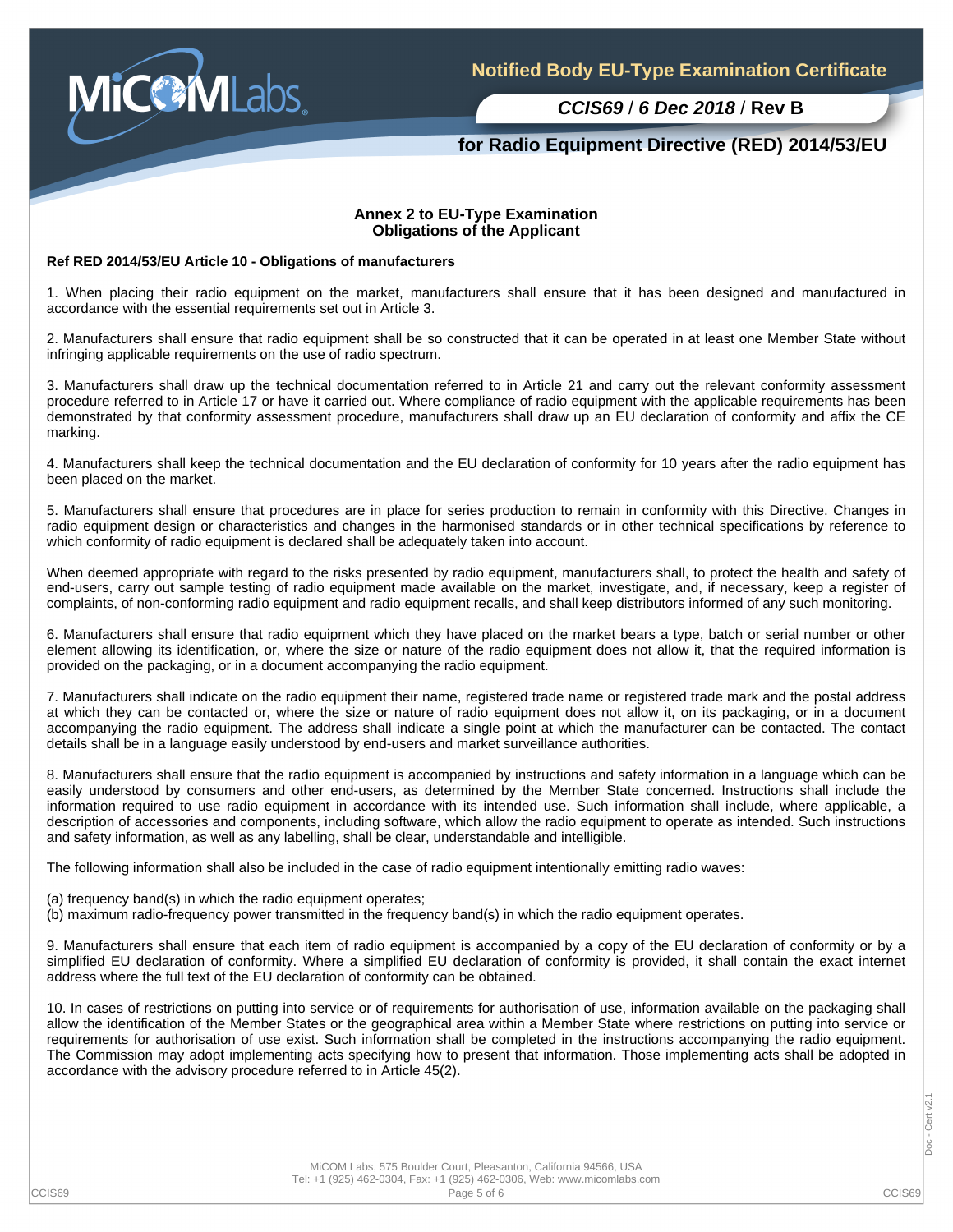## Annex 2 to EU-Type Examination
## Obligations of the Applicant

**Ref RED 2014/53/EU Article 10 - Obligations of manufacturers**

1. When placing their radio equipment on the market, manufacturers shall ensure that it has been designed and manufactured in accordance with the essential requirements set out in Article 3.

2. Manufacturers shall ensure that radio equipment shall be so constructed that it can be operated in at least one Member State without infringing applicable requirements on the use of radio spectrum.

3. Manufacturers shall draw up the technical documentation referred to in Article 21 and carry out the relevant conformity assessment procedure referred to in Article 17 or have it carried out. Where compliance of radio equipment with the applicable requirements has been demonstrated by that conformity assessment procedure, manufacturers shall draw up an EU declaration of conformity and affix the CE marking.

4. Manufacturers shall keep the technical documentation and the EU declaration of conformity for 10 years after the radio equipment has been placed on the market.

5. Manufacturers shall ensure that procedures are in place for series production to remain in conformity with this Directive. Changes in radio equipment design or characteristics and changes in the harmonised standards or in other technical specifications by reference to which conformity of radio equipment is declared shall be adequately taken into account.

When deemed appropriate with regard to the risks presented by radio equipment, manufacturers shall, to protect the health and safety of end-users, carry out sample testing of radio equipment made available on the market, investigate, and, if necessary, keep a register of complaints, of non-conforming radio equipment and radio equipment recalls, and shall keep distributors informed of any such monitoring.

6. Manufacturers shall ensure that radio equipment which they have placed on the market bears a type, batch or serial number or other element allowing its identification, or, where the size or nature of the radio equipment does not allow it, that the required information is provided on the packaging, or in a document accompanying the radio equipment.

7. Manufacturers shall indicate on the radio equipment their name, registered trade name or registered trade mark and the postal address at which they can be contacted or, where the size or nature of radio equipment does not allow it, on its packaging, or in a document accompanying the radio equipment. The address shall indicate a single point at which the manufacturer can be contacted. The contact details shall be in a language easily understood by end-users and market surveillance authorities.

8. Manufacturers shall ensure that the radio equipment is accompanied by instructions and safety information in a language which can be easily understood by consumers and other end-users, as determined by the Member State concerned. Instructions shall include the information required to use radio equipment in accordance with its intended use. Such information shall include, where applicable, a description of accessories and components, including software, which allow the radio equipment to operate as intended. Such instructions and safety information, as well as any labelling, shall be clear, understandable and intelligible.

The following information shall also be included in the case of radio equipment intentionally emitting radio waves:

(a) frequency band(s) in which the radio equipment operates;
(b) maximum radio-frequency power transmitted in the frequency band(s) in which the radio equipment operates.

9. Manufacturers shall ensure that each item of radio equipment is accompanied by a copy of the EU declaration of conformity or by a simplified EU declaration of conformity. Where a simplified EU declaration of conformity is provided, it shall contain the exact internet address where the full text of the EU declaration of conformity can be obtained.

10. In cases of restrictions on putting into service or of requirements for authorisation of use, information available on the packaging shall allow the identification of the Member States or the geographical area within a Member State where restrictions on putting into service or requirements for authorisation of use exist. Such information shall be completed in the instructions accompanying the radio equipment. The Commission may adopt implementing acts specifying how to present that information. Those implementing acts shall be adopted in accordance with the advisory procedure referred to in Article 45(2).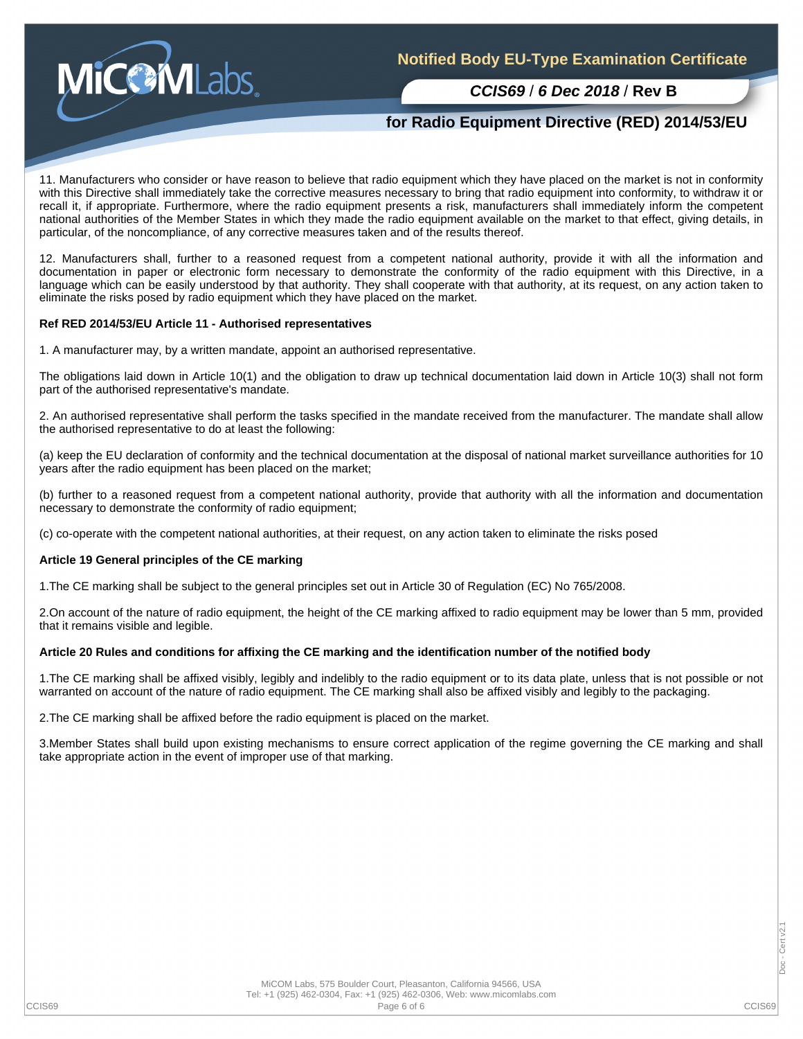11. Manufacturers who consider or have reason to believe that radio equipment which they have placed on the market is not in conformity with this Directive shall immediately take the corrective measures necessary to bring that radio equipment into conformity, to withdraw it or recall it, if appropriate. Furthermore, where the radio equipment presents a risk, manufacturers shall immediately inform the competent national authorities of the Member States in which they made the radio equipment available on the market to that effect, giving details, in particular, of the noncompliance, of any corrective measures taken and of the results thereof.

12. Manufacturers shall, further to a reasoned request from a competent national authority, provide it with all the information and documentation in paper or electronic form necessary to demonstrate the conformity of the radio equipment with this Directive, in a language which can be easily understood by that authority. They shall cooperate with that authority, at its request, on any action taken to eliminate the risks posed by radio equipment which they have placed on the market.

**Ref RED 2014/53/EU Article 11 - Authorised representatives**

1. A manufacturer may, by a written mandate, appoint an authorised representative.

The obligations laid down in Article 10(1) and the obligation to draw up technical documentation laid down in Article 10(3) shall not form part of the authorised representative's mandate.

2. An authorised representative shall perform the tasks specified in the mandate received from the manufacturer. The mandate shall allow the authorised representative to do at least the following:

(a) keep the EU declaration of conformity and the technical documentation at the disposal of national market surveillance authorities for 10 years after the radio equipment has been placed on the market;

(b) further to a reasoned request from a competent national authority, provide that authority with all the information and documentation necessary to demonstrate the conformity of radio equipment;

(c) co-operate with the competent national authorities, at their request, on any action taken to eliminate the risks posed

**Article 19 General principles of the CE marking**

1.The CE marking shall be subject to the general principles set out in Article 30 of Regulation (EC) No 765/2008.

2.On account of the nature of radio equipment, the height of the CE marking affixed to radio equipment may be lower than 5 mm, provided that it remains visible and legible.

**Article 20 Rules and conditions for affixing the CE marking and the identification number of the notified body**

1.The CE marking shall be affixed visibly, legibly and indelibly to the radio equipment or to its data plate, unless that is not possible or not warranted on account of the nature of radio equipment. The CE marking shall also be affixed visibly and legibly to the packaging.

2.The CE marking shall be affixed before the radio equipment is placed on the market.

3.Member States shall build upon existing mechanisms to ensure correct application of the regime governing the CE marking and shall take appropriate action in the event of improper use of that marking.